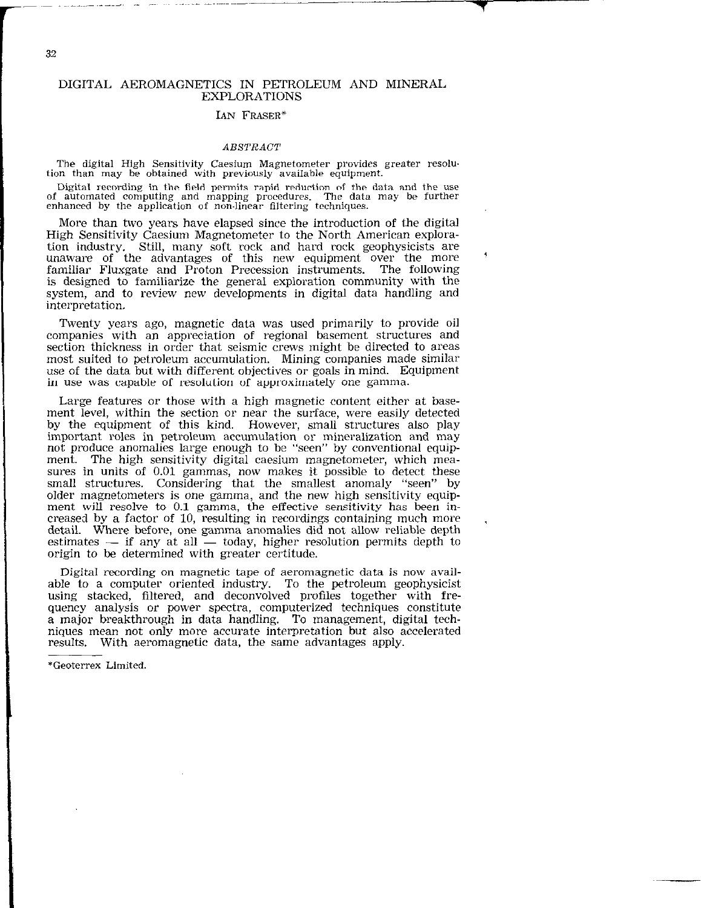# DIGITAL AEROMAGNETICS IN PETROLEUM AND MINERAL EXPLORATIONS

IAN FRASER*

### *ABSTRACT*

The digital High Sensitivity Caesium Magnetometer provides greater resolution than may be obtained with previously available equipment.

Digital recording in the field permits rapid reduction of the data and the use of automated computing and mapping procedures. The data may be further enhanced by the application of non-linear filtering techniques.

More than two years have elapsed since the introduction of the digital High Sensitivity Caesium Magnetometer to the North American exploration industry. Still, many soft rock and hard rock geophysicists are unaware of the advantages of this new equipment over the more familiar Fluxgate and Proton Precession instruments. The following is designed to familiarize the general exploration community with the system, and to review new developments in digital data handling and interpretation.

Twenty years ago, magnetic data was used primarily to provide oil companies with an appreciation of regional basement structures and section thickness in order that seismic crews might be directed to areas most suited to petroleum accumulation. Mining companies made similar use of the data but with different objectives or goals in mind. Equipment in use was capable of resolution of approximately one gamma.

Large features or those with a high magnetic content either at basement level, within the section or near the surface, were easily detected by the equipment of this kind. However, small structures also play important roles in petroleum accumulation or mineralization and may not produce anomalies large enough to be "seen" by conventional equipment. The high sensitivity digital caesium magnetometer, which measures in units of 0.01 gammas, now makes it possible to detect these small structures. Considering that the smallest anomaly "seen" by older magnetometers is one gamma, and the new high sensitivity equipment will resolve to 0.1 gamma, the effective sensitivity has been increased by a factor of 10, resulting in recordings containing much more detail. Where before, one gamma anomalies did not allow reliable depth estimates — if any at all — today, higher resolution permits depth to origin to be determined with greater certitude.

Digital recording on magnetic tape of aeromagnetic data is now available to a computer oriented industry. To the petroleum geophysicist using stacked, filtered, and deconvolved profiles together with frequency analysis or power spectra, computerized techniques constitute a major breakthrough in data handling. To management, digital techniques mean not only more accurate interpretation but also accelerated results. With aeromagnetic data, the same advantages apply.

---

*Geoterrex Limited.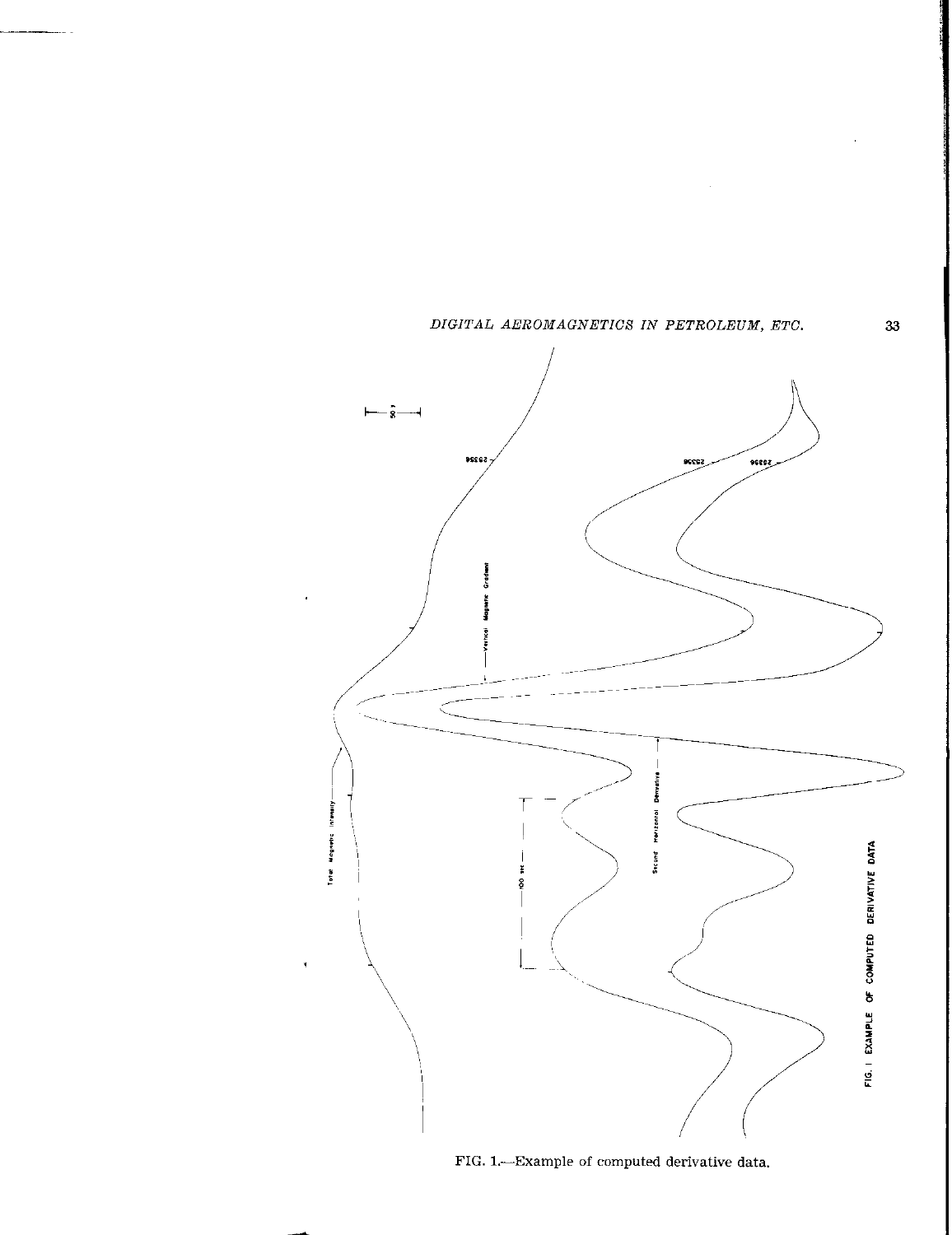FIG. 1.—Example of computed derivative data.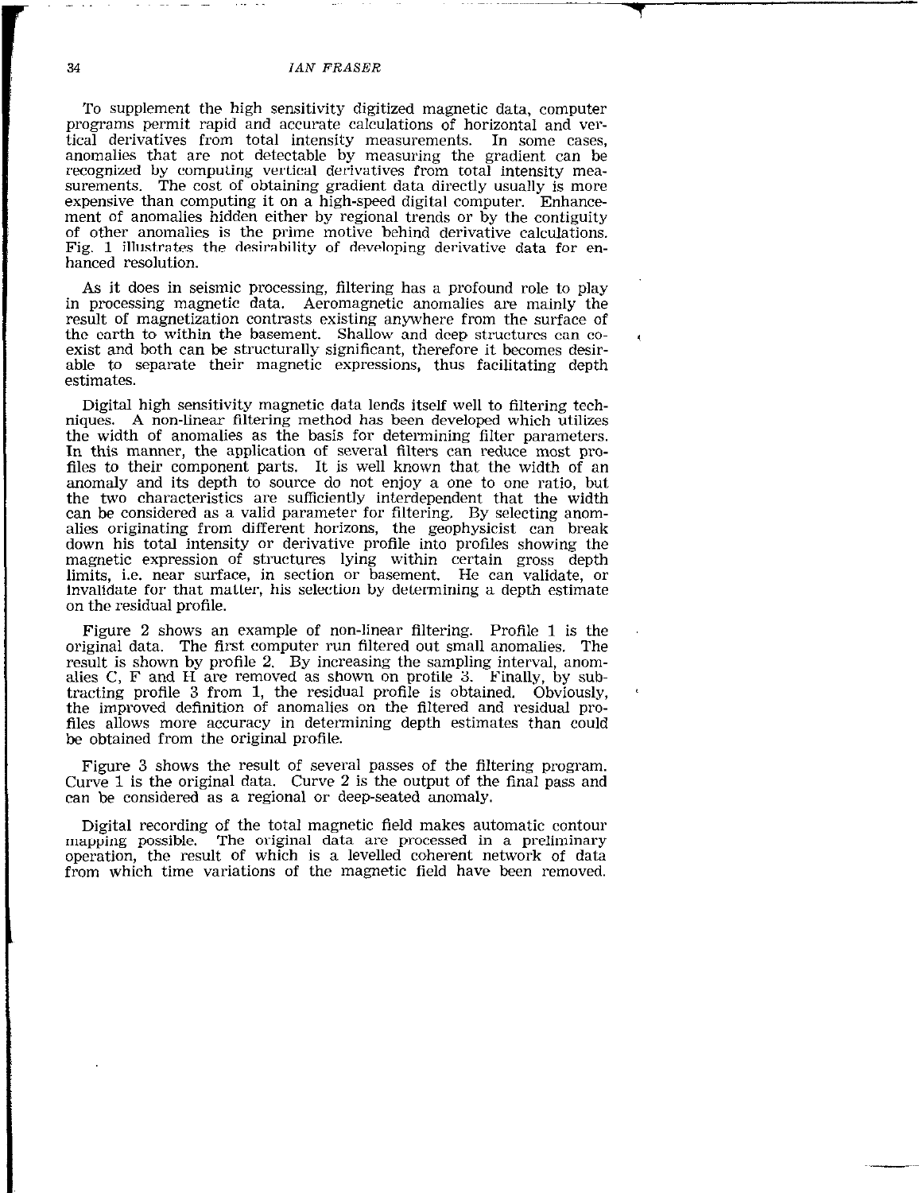To supplement the high sensitivity digitized magnetic data, computer programs permit rapid and accurate calculations of horizontal and vertical derivatives from total intensity measurements. In some cases, anomalies that are not detectable by measuring the gradient can be recognized by computing vertical derivatives from total intensity measurements. The cost of obtaining gradient data directly usually is more expensive than computing it on a high-speed digital computer. Enhancement of anomalies hidden either by regional trends or by the contiguity of other anomalies is the prime motive behind derivative calculations. Fig. 1 illustrates the desirability of developing derivative data for enhanced resolution.

As it does in seismic processing, filtering has a profound role to play in processing magnetic data. Aeromagnetic anomalies are mainly the result of magnetization contrasts existing anywhere from the surface of the earth to within the basement. Shallow and deep structures can coexist and both can be structurally significant, therefore it becomes desirable to separate their magnetic expressions, thus facilitating depth estimates.

Digital high sensitivity magnetic data lends itself well to filtering techniques. A non-linear filtering method has been developed which utilizes the width of anomalies as the basis for determining filter parameters. In this manner, the application of several filters can reduce most profiles to their component parts. It is well known that the width of an anomaly and its depth to source do not enjoy a one to one ratio, but the two characteristics are sufficiently interdependent that the width can be considered as a valid parameter for filtering. By selecting anomalies originating from different horizons, the geophysicist can break down his total intensity or derivative profile into profiles showing the magnetic expression of structures lying within certain gross depth limits, i.e. near surface, in section or basement. He can validate, or invalidate for that matter, his selection by determining a depth estimate on the residual profile.

Figure 2 shows an example of non-linear filtering. Profile 1 is the original data. The first computer run filtered out small anomalies. The result is shown by profile 2. By increasing the sampling interval, anomalies C, F and H are removed as shown on profile 3. Finally, by subtracting profile 3 from 1, the residual profile is obtained. Obviously, the improved definition of anomalies on the filtered and residual profiles allows more accuracy in determining depth estimates than could be obtained from the original profile.

Figure 3 shows the result of several passes of the filtering program. Curve 1 is the original data. Curve 2 is the output of the final pass and can be considered as a regional or deep-seated anomaly.

Digital recording of the total magnetic field makes automatic contour mapping possible. The original data are processed in a preliminary operation, the result of which is a levelled coherent network of data from which time variations of the magnetic field have been removed.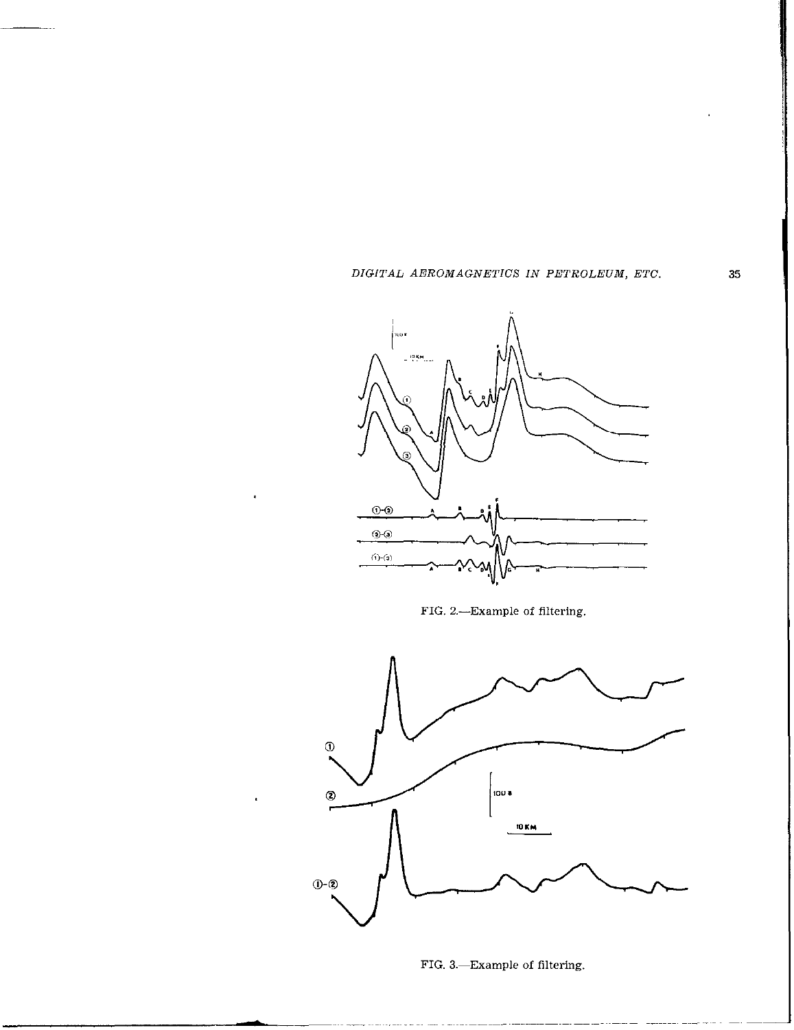FIG. 2.—Example of filtering.

FIG. 3.—Example of filtering.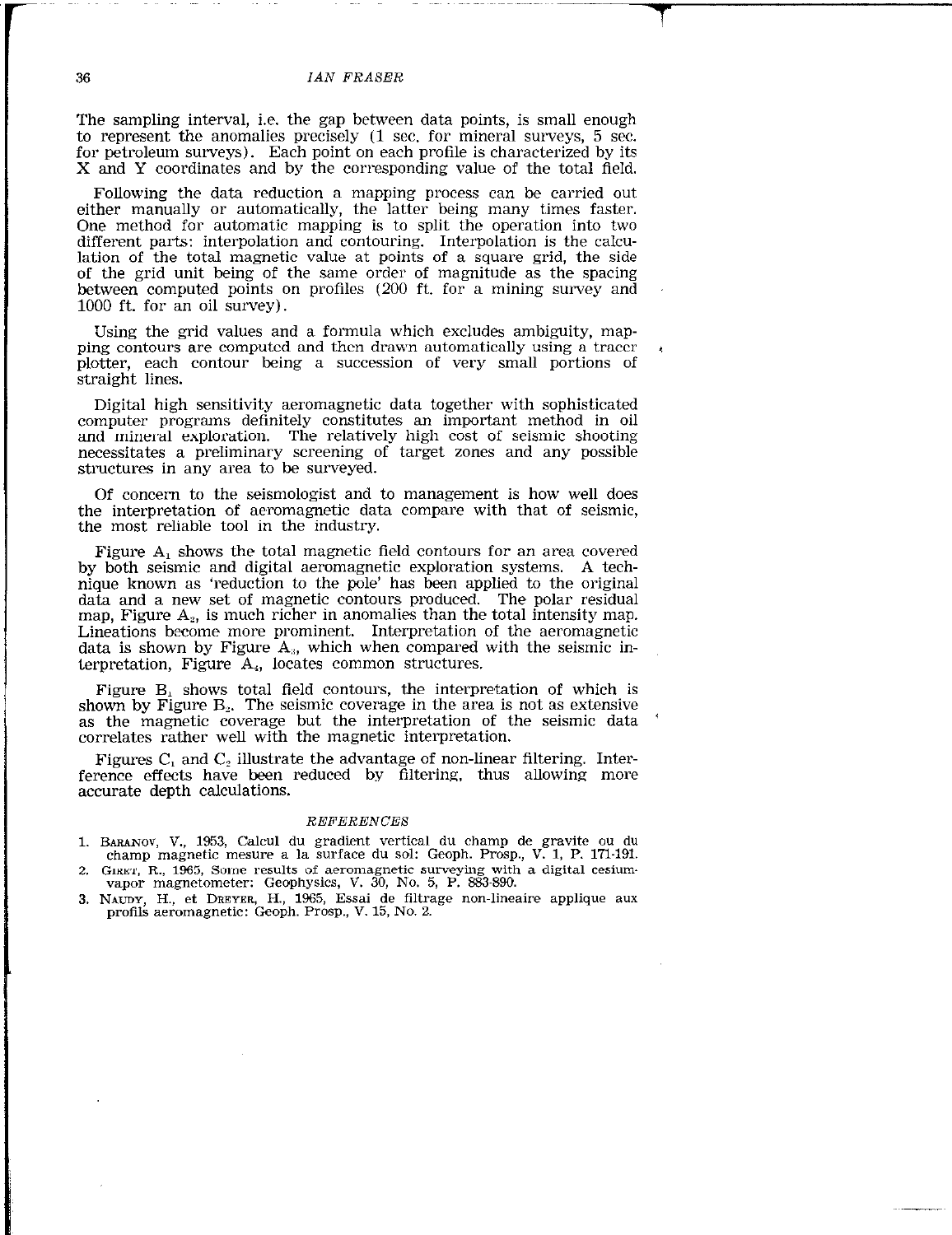The sampling interval, i.e. the gap between data points, is small enough to represent the anomalies precisely (1 sec. for mineral surveys, 5 sec. for petroleum surveys). Each point on each profile is characterized by its X and Y coordinates and by the corresponding value of the total field.

Following the data reduction a mapping process can be carried out either manually or automatically, the latter being many times faster. One method for automatic mapping is to split the operation into two different parts: interpolation and contouring. Interpolation is the calculation of the total magnetic value at points of a square grid, the side of the grid unit being of the same order of magnitude as the spacing between computed points on profiles (200 ft. for a mining survey and 1000 ft. for an oil survey).

Using the grid values and a formula which excludes ambiguity, mapping contours are computed and then drawn automatically using a tracer plotter, each contour being a succession of very small portions of straight lines.

Digital high sensitivity aeromagnetic data together with sophisticated computer programs definitely constitutes an important method in oil and mineral exploration. The relatively high cost of seismic shooting necessitates a preliminary screening of target zones and any possible structures in any area to be surveyed.

Of concern to the seismologist and to management is how well does the interpretation of aeromagnetic data compare with that of seismic, the most reliable tool in the industry.

Figure $A_1$ shows the total magnetic field contours for an area covered by both seismic and digital aeromagnetic exploration systems. A technique known as 'reduction to the pole' has been applied to the original data and a new set of magnetic contours produced. The polar residual map, Figure $A_2$, is much richer in anomalies than the total intensity map. Lineations become more prominent. Interpretation of the aeromagnetic data is shown by Figure $A_3$, which when compared with the seismic interpretation, Figure $A_4$, locates common structures.

Figure $B_1$ shows total field contours, the interpretation of which is shown by Figure $B_2$. The seismic coverage in the area is not as extensive as the magnetic coverage but the interpretation of the seismic data correlates rather well with the magnetic interpretation.

Figures $C_1$ and $C_2$ illustrate the advantage of non-linear filtering. Interference effects have been reduced by filtering, thus allowing more accurate depth calculations.

## REFERENCES

1. Baranov, V., 1953, Calcul du gradient vertical du champ de gravite ou du champ magnetic mesure a la surface du sol: Geoph. Prosp., V. 1, P. 171-191.
2. Giret, R., 1965, Some results of aeromagnetic surveying with a digital cesium-vapor magnetometer: Geophysics, V. 30, No. 5, P. 883-890.
3. Naudy, H., et Dreyer, H., 1965, Essai de filtrage non-lineaire applique aux profils aeromagnetic: Geoph. Prosp., V. 15, No. 2.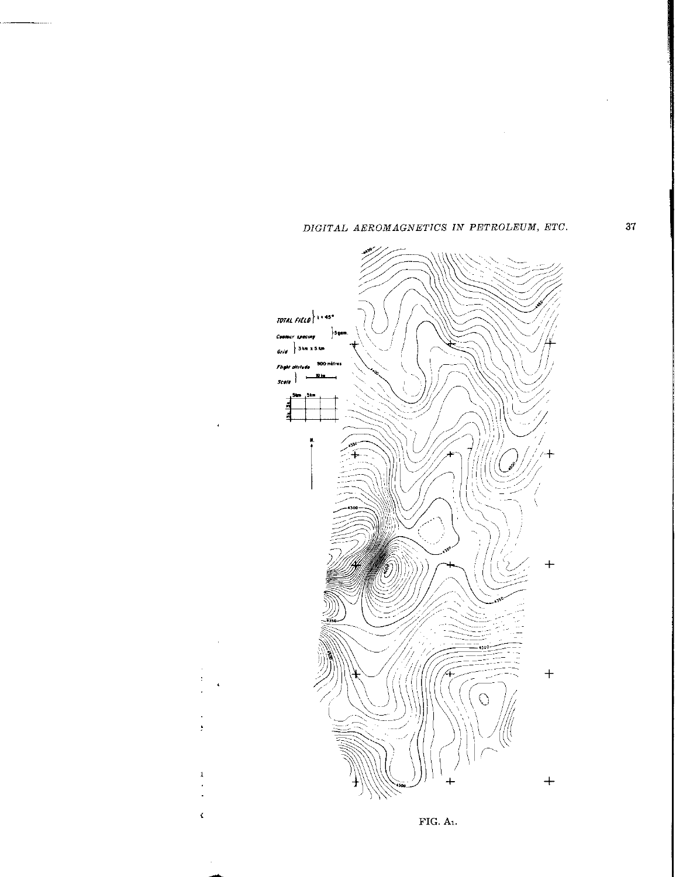TOTAL FIELD } I = 45°

Contour spacing } 5 gam.

Grid } 3 km x 5 km

Flight altitude 900 mètres

Scale } 10 km

FIG. A1.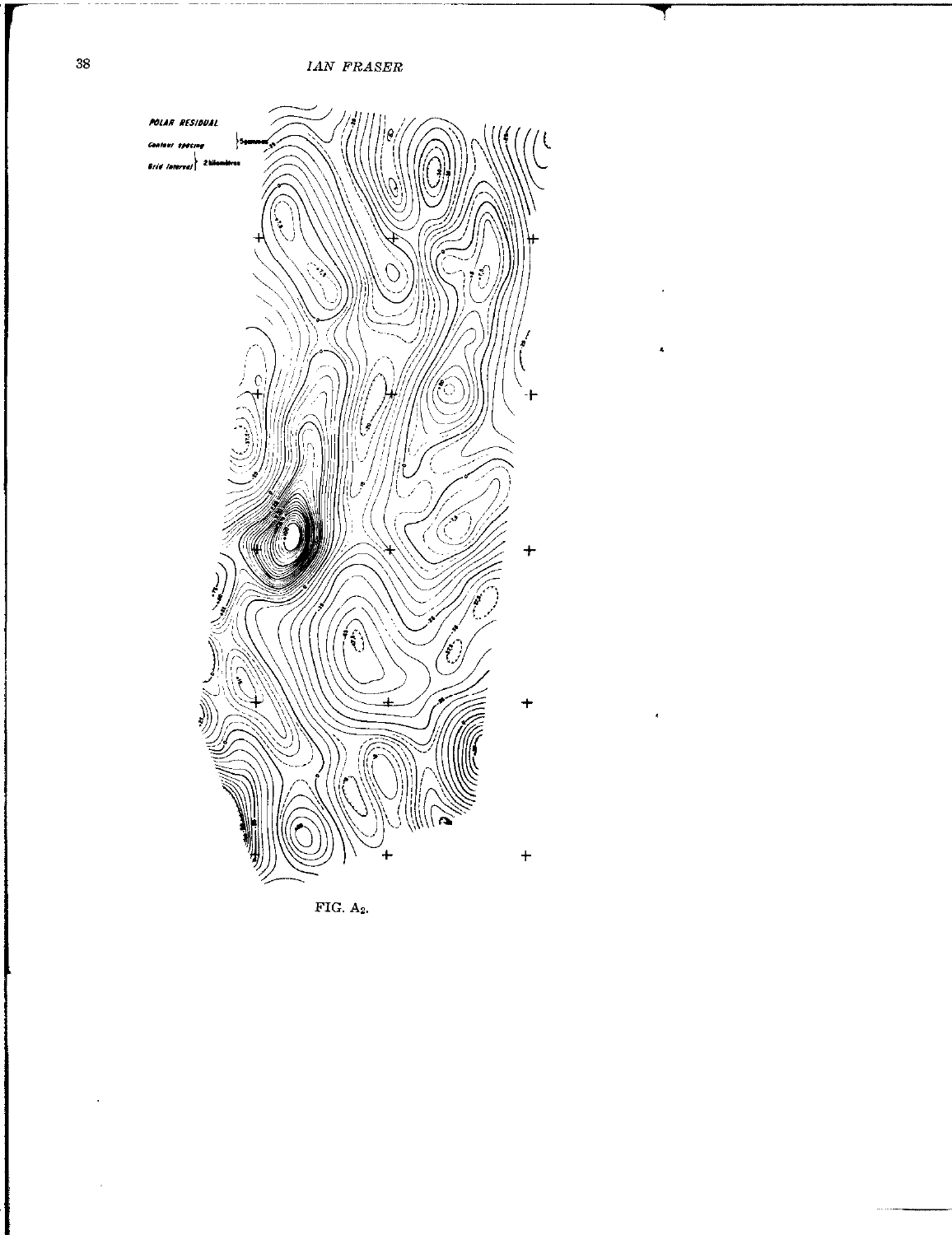POLAR RESIDUAL

Contour spacing } 5 gammas

Grid interval } 2 kilometres

FIG. $A_2$.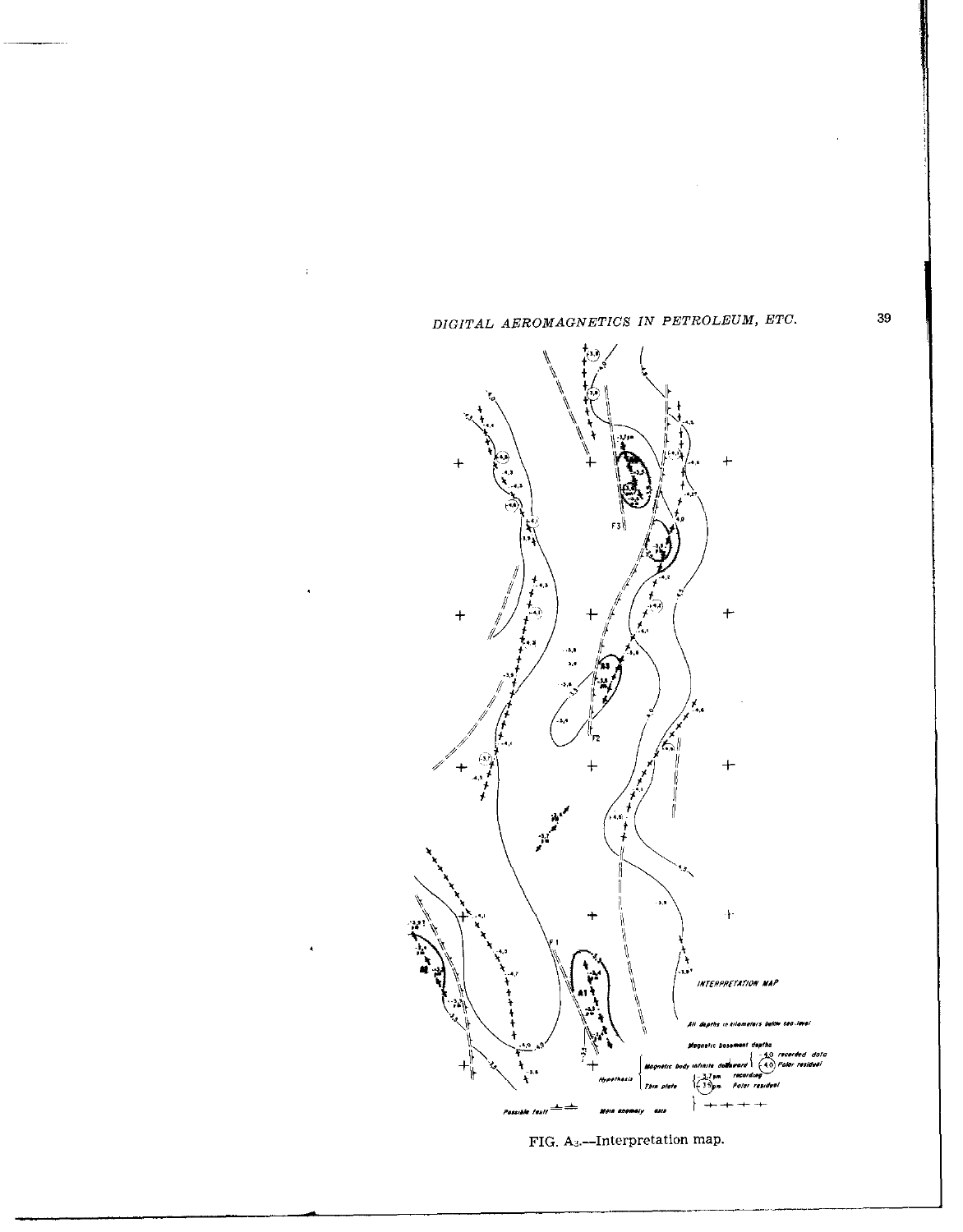INTERPRETATION MAP

All depths in kilometers below sea-level

Magnetic basement depths

Hypothesis: Magnetic body infinite downward — -4.0 recorded data; (-4.0) Polar residual

Thin plate — -3.7pm recording; (-3.5)pm Polar residual

Possible fault

Main anomaly axis

FIG. A3.—Interpretation map.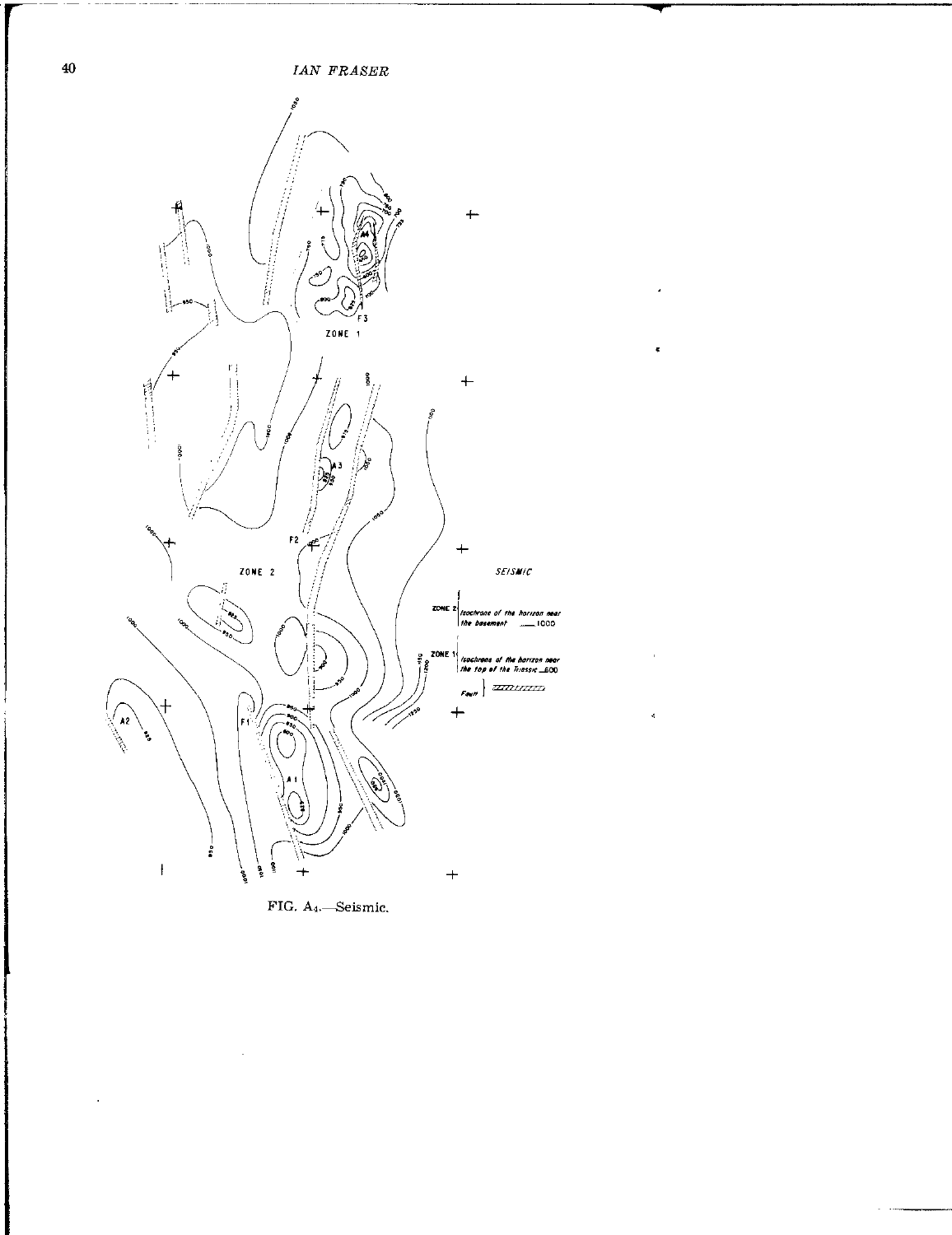FIG. A4.—Seismic.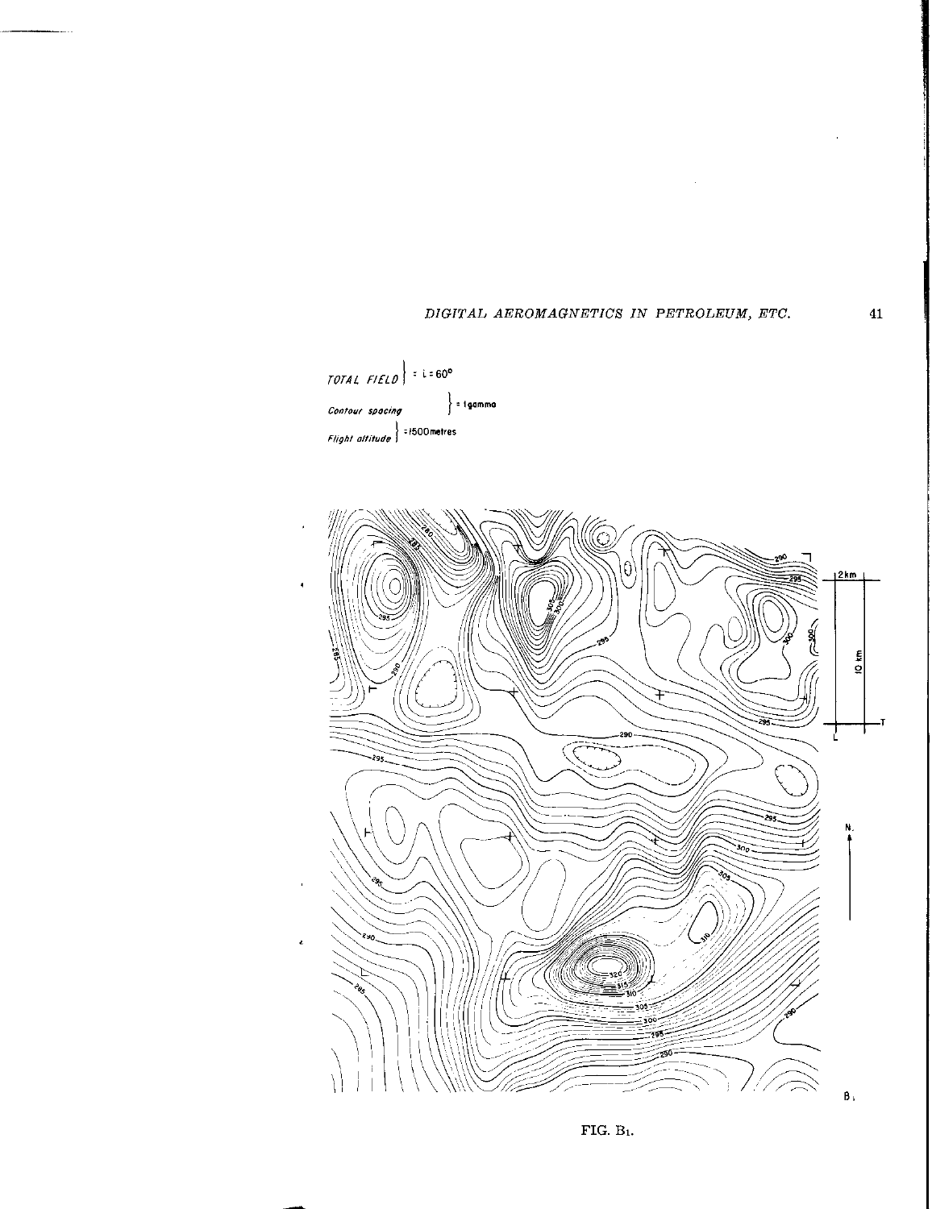TOTAL FIELD } = I = 60°

Contour spacing } = 1 gamma

Flight altitude } = 1500 metres

FIG. B1.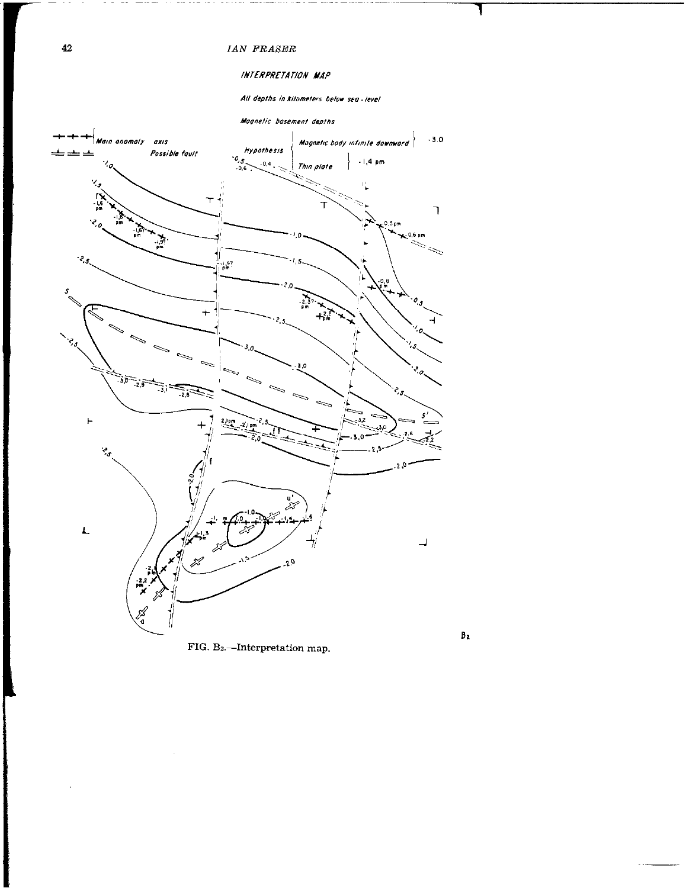INTERPRETATION MAP

All depths in kilometers below sea-level

Magnetic basement depths

FIG. B2.—Interpretation map.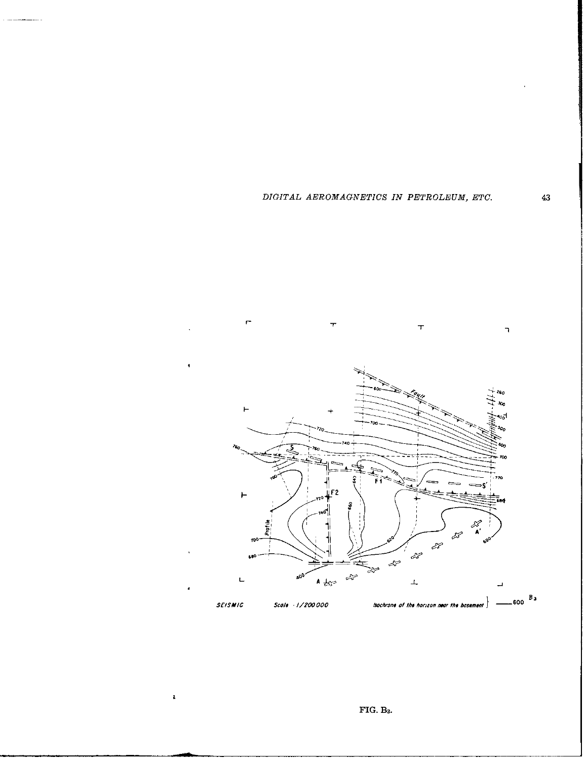SEISMIC Scale · 1/200 000 Isochrone of the horizon near the basement } —— 600 B3

FIG. B3.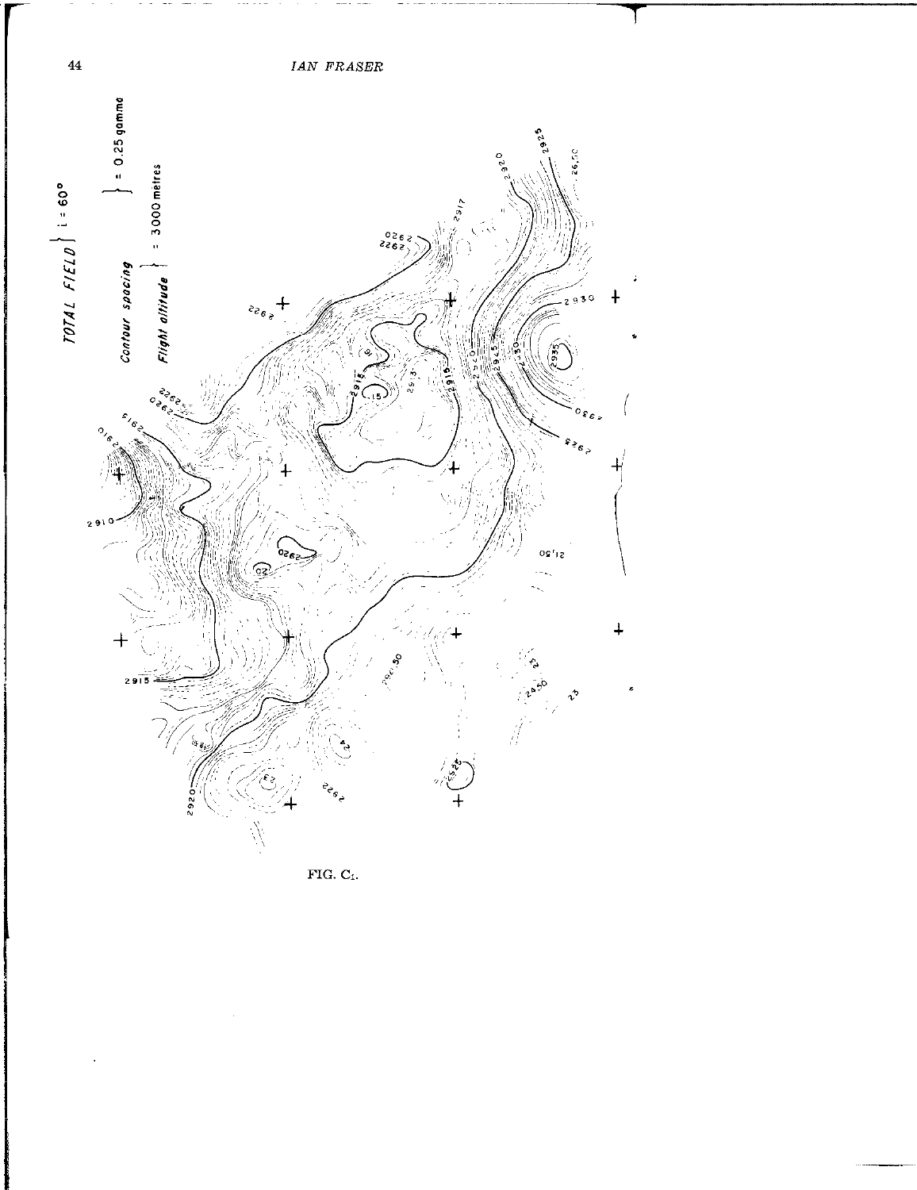FIG. C1.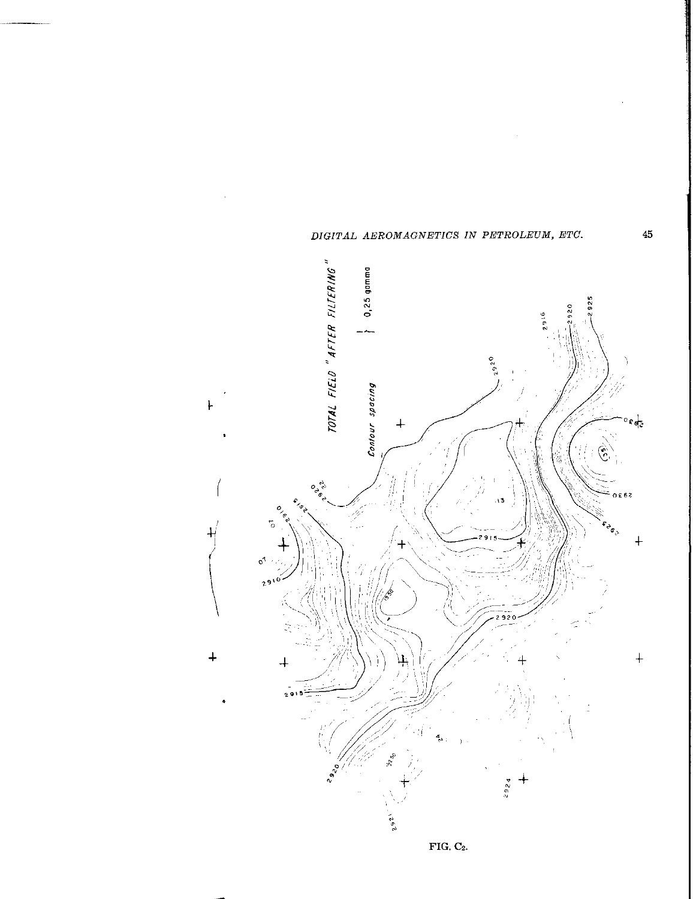TOTAL FIELD "AFTER FILTERING"

Contour spacing 0,25 gamma

2916

2920

2925

2920

2930

2930

13

2915

2920

2915

2910

2915

2920

2920

2921

2924

FIG. C2.